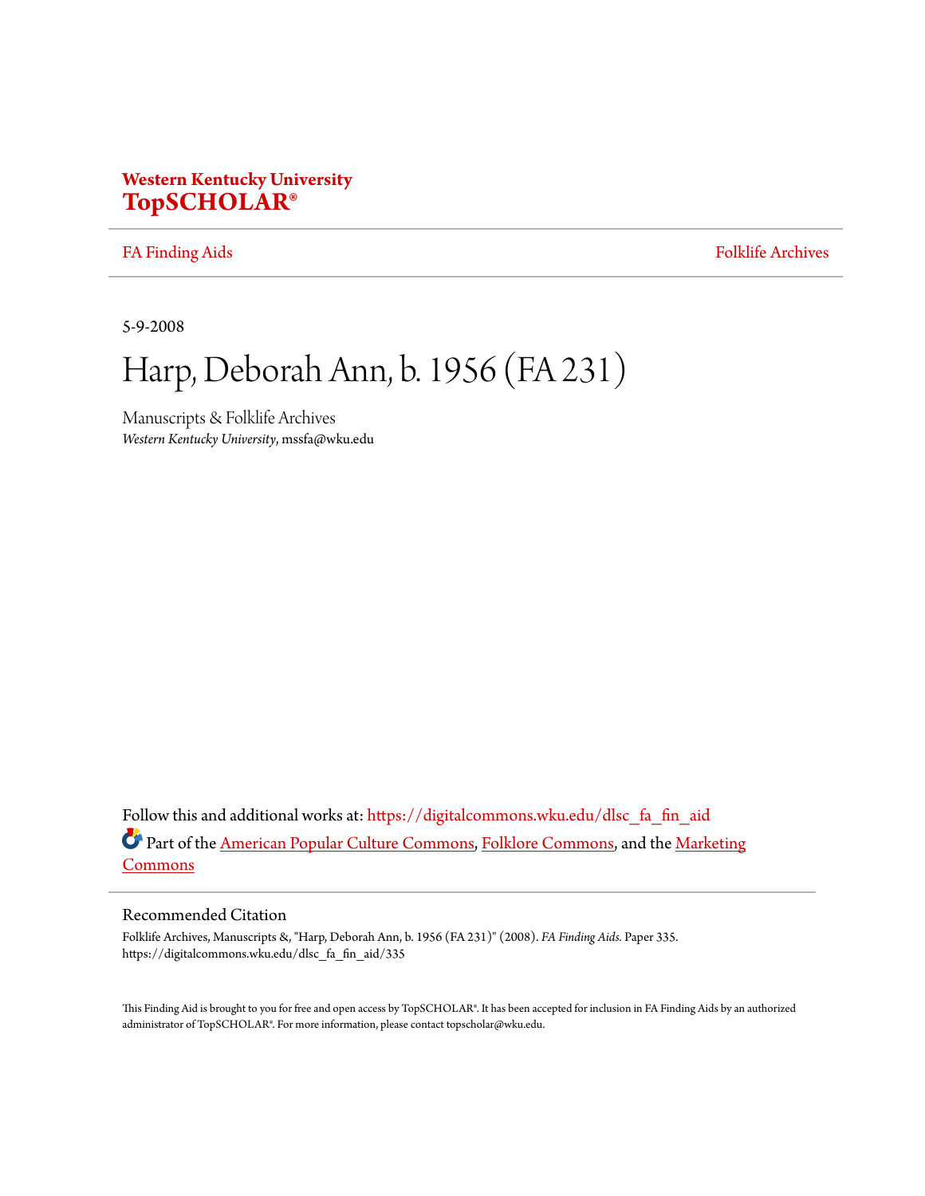**Western Kentucky University**
**TopSCHOLAR®**

FA Finding Aids | Folklife Archives

5-9-2008

# Harp, Deborah Ann, b. 1956 (FA 231)

Manuscripts & Folklife Archives
*Western Kentucky University*, mssfa@wku.edu

Follow this and additional works at: https://digitalcommons.wku.edu/dlsc_fa_fin_aid

Part of the American Popular Culture Commons, Folklore Commons, and the Marketing Commons

## Recommended Citation

Folklife Archives, Manuscripts &, "Harp, Deborah Ann, b. 1956 (FA 231)" (2008). *FA Finding Aids.* Paper 335.
https://digitalcommons.wku.edu/dlsc_fa_fin_aid/335

This Finding Aid is brought to you for free and open access by TopSCHOLAR®. It has been accepted for inclusion in FA Finding Aids by an authorized administrator of TopSCHOLAR®. For more information, please contact topscholar@wku.edu.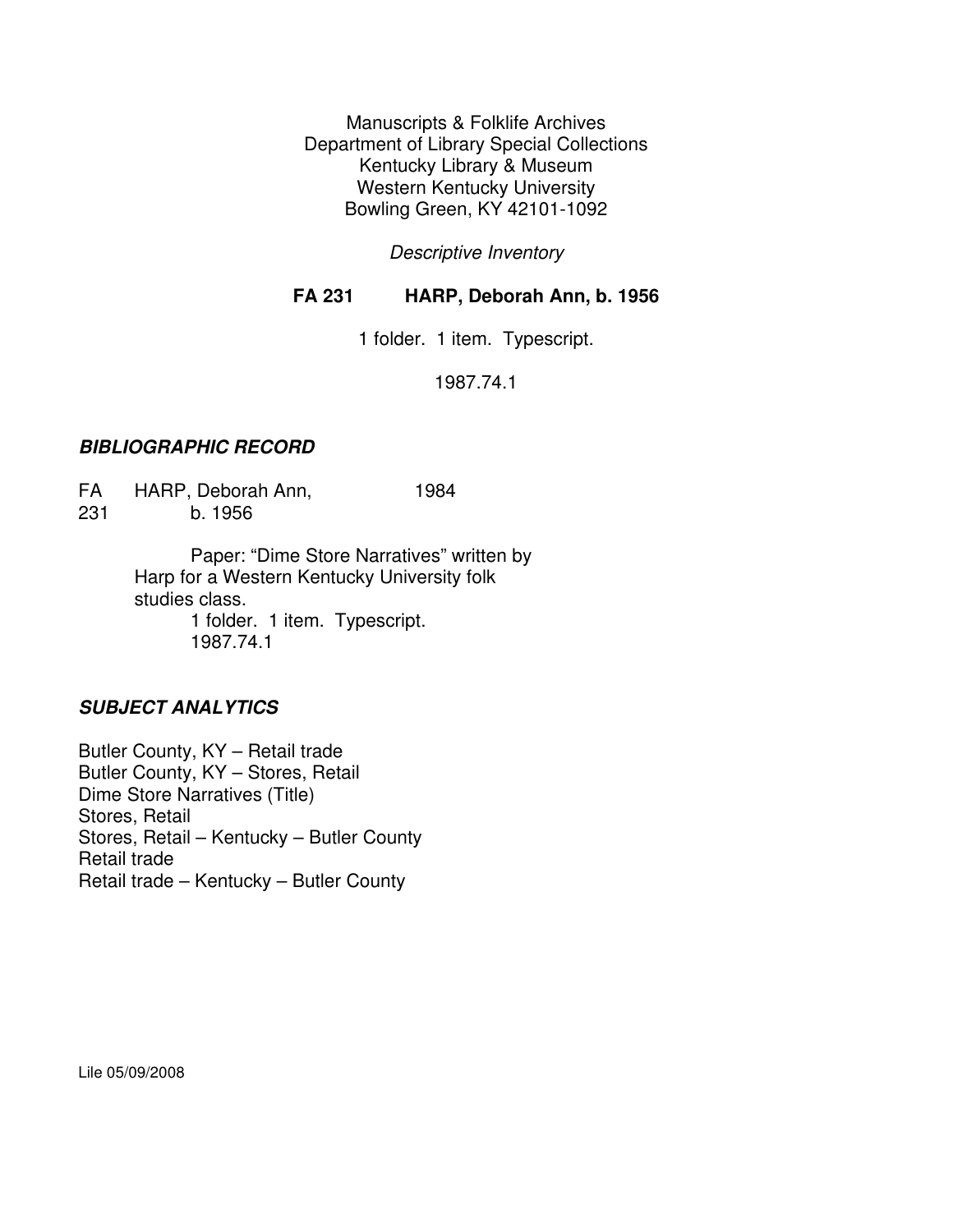Manuscripts & Folklife Archives
Department of Library Special Collections
Kentucky Library & Museum
Western Kentucky University
Bowling Green, KY 42101-1092

*Descriptive Inventory*

**FA 231 HARP, Deborah Ann, b. 1956**

1 folder. 1 item. Typescript.

1987.74.1

## *BIBLIOGRAPHIC RECORD*

FA 231 HARP, Deborah Ann, b. 1956 1984

Paper: "Dime Store Narratives" written by Harp for a Western Kentucky University folk studies class.
1 folder. 1 item. Typescript.
1987.74.1

## *SUBJECT ANALYTICS*

Butler County, KY – Retail trade
Butler County, KY – Stores, Retail
Dime Store Narratives (Title)
Stores, Retail
Stores, Retail – Kentucky – Butler County
Retail trade
Retail trade – Kentucky – Butler County

Lile 05/09/2008